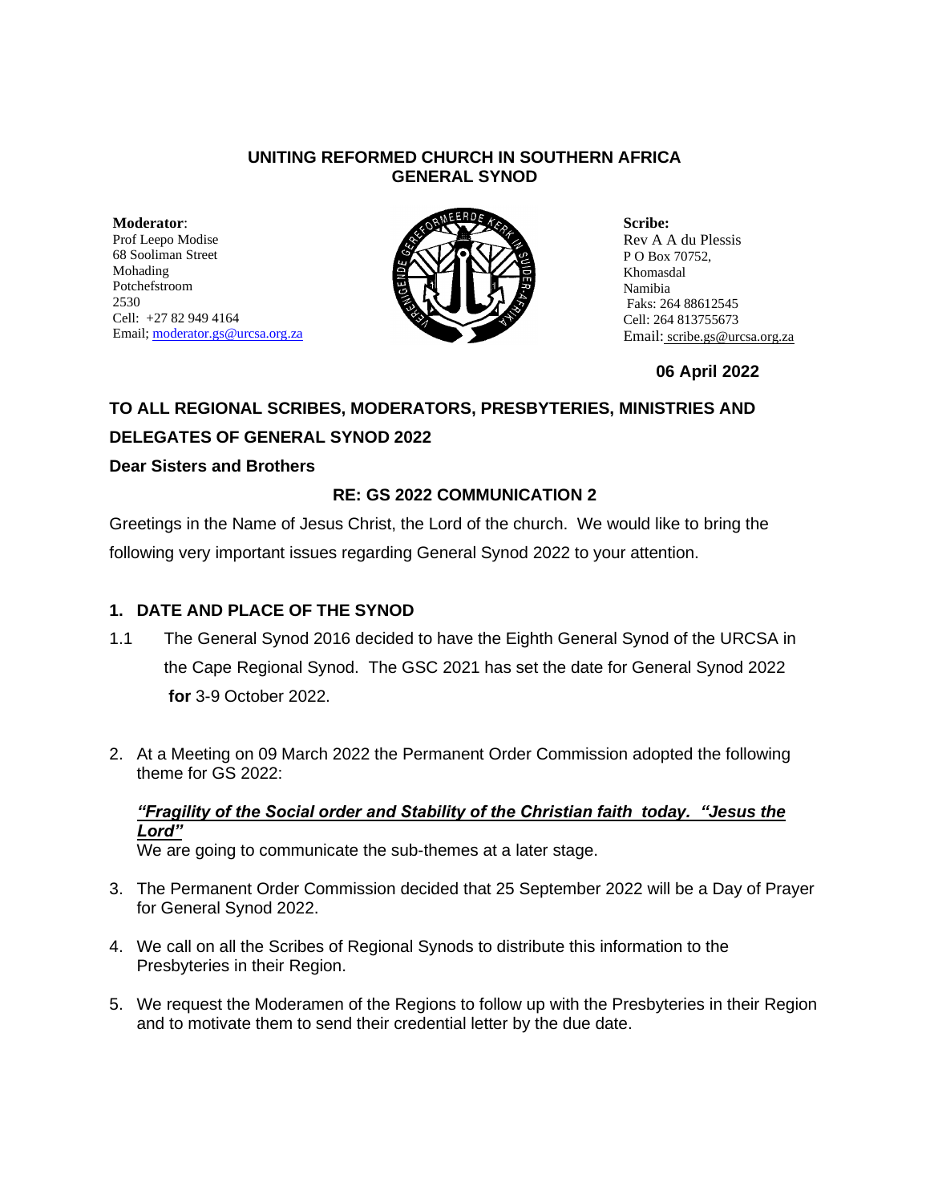# UNITING REFORMED CHURCH IN SOUTHERN AFRICA
# GENERAL SYNOD

**Moderator**:
Prof Leepo Modise
68 Sooliman Street
Mohading
Potchefstroom
2530
Cell: +27 82 949 4164
Email; moderator.gs@urcsa.org.za

**Scribe:**
Rev A A du Plessis
P O Box 70752,
Khomasdal
Namibia
Faks: 264 88612545
Cell: 264 813755673
Email: scribe.gs@urcsa.org.za

**06 April 2022**

**TO ALL REGIONAL SCRIBES, MODERATORS, PRESBYTERIES, MINISTRIES AND DELEGATES OF GENERAL SYNOD 2022**

**Dear Sisters and Brothers**

**RE: GS 2022 COMMUNICATION 2**

Greetings in the Name of Jesus Christ, the Lord of the church. We would like to bring the following very important issues regarding General Synod 2022 to your attention.

1. **DATE AND PLACE OF THE SYNOD**

1.1 The General Synod 2016 decided to have the Eighth General Synod of the URCSA in the Cape Regional Synod. The GSC 2021 has set the date for General Synod 2022 **for** 3-9 October 2022.

2. At a Meeting on 09 March 2022 the Permanent Order Commission adopted the following theme for GS 2022:

   ***"Fragility of the Social order and Stability of the Christian faith today. "Jesus the Lord"***

   We are going to communicate the sub-themes at a later stage.

3. The Permanent Order Commission decided that 25 September 2022 will be a Day of Prayer for General Synod 2022.

4. We call on all the Scribes of Regional Synods to distribute this information to the Presbyteries in their Region.

5. We request the Moderamen of the Regions to follow up with the Presbyteries in their Region and to motivate them to send their credential letter by the due date.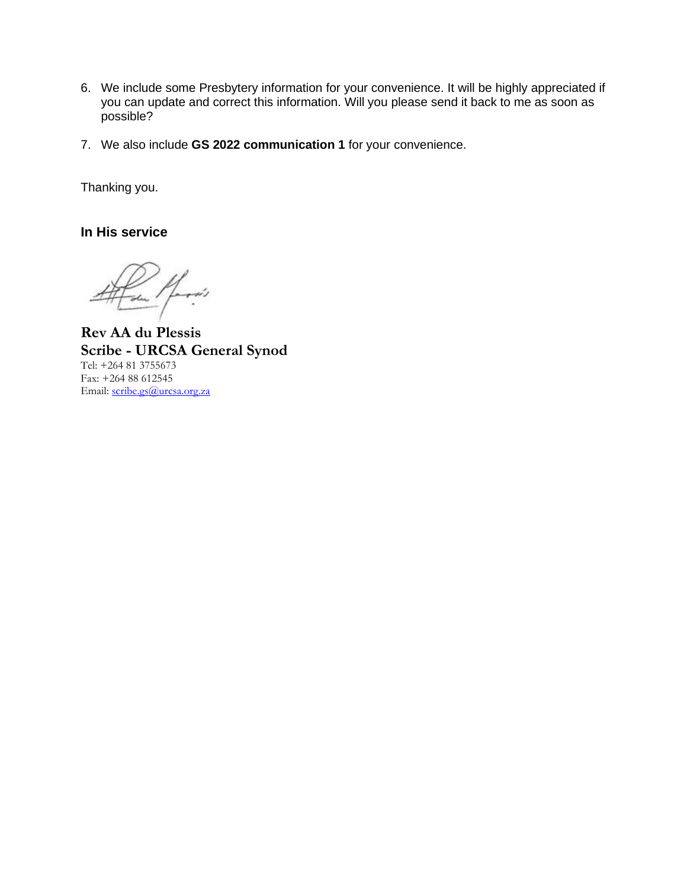6. We include some Presbytery information for your convenience. It will be highly appreciated if you can update and correct this information. Will you please send it back to me as soon as possible?

7. We also include **GS 2022 communication 1** for your convenience.

Thanking you.

**In His service**

**Rev AA du Plessis**
**Scribe - URCSA General Synod**
Tel: +264 81 3755673
Fax: +264 88 612545
Email: scribe.gs@urcsa.org.za